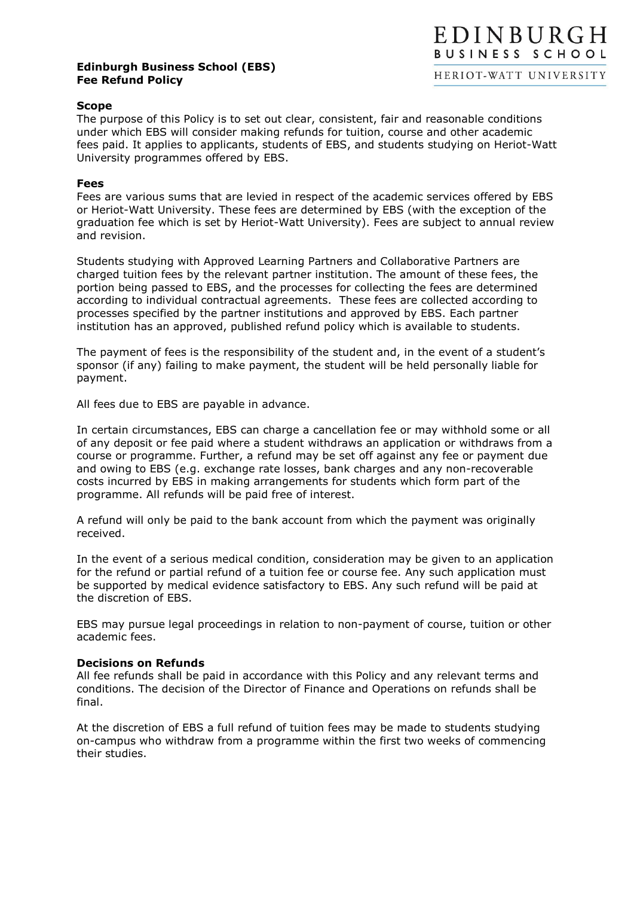# Edinburgh Business School (EBS)
# Fee Refund Policy

EDINBURGH BUSINESS SCHOOL
HERIOT-WATT UNIVERSITY

**Scope**

The purpose of this Policy is to set out clear, consistent, fair and reasonable conditions under which EBS will consider making refunds for tuition, course and other academic fees paid. It applies to applicants, students of EBS, and students studying on Heriot-Watt University programmes offered by EBS.

**Fees**

Fees are various sums that are levied in respect of the academic services offered by EBS or Heriot-Watt University. These fees are determined by EBS (with the exception of the graduation fee which is set by Heriot-Watt University). Fees are subject to annual review and revision.

Students studying with Approved Learning Partners and Collaborative Partners are charged tuition fees by the relevant partner institution. The amount of these fees, the portion being passed to EBS, and the processes for collecting the fees are determined according to individual contractual agreements. These fees are collected according to processes specified by the partner institutions and approved by EBS. Each partner institution has an approved, published refund policy which is available to students.

The payment of fees is the responsibility of the student and, in the event of a student's sponsor (if any) failing to make payment, the student will be held personally liable for payment.

All fees due to EBS are payable in advance.

In certain circumstances, EBS can charge a cancellation fee or may withhold some or all of any deposit or fee paid where a student withdraws an application or withdraws from a course or programme. Further, a refund may be set off against any fee or payment due and owing to EBS (e.g. exchange rate losses, bank charges and any non-recoverable costs incurred by EBS in making arrangements for students which form part of the programme. All refunds will be paid free of interest.

A refund will only be paid to the bank account from which the payment was originally received.

In the event of a serious medical condition, consideration may be given to an application for the refund or partial refund of a tuition fee or course fee. Any such application must be supported by medical evidence satisfactory to EBS. Any such refund will be paid at the discretion of EBS.

EBS may pursue legal proceedings in relation to non-payment of course, tuition or other academic fees.

**Decisions on Refunds**

All fee refunds shall be paid in accordance with this Policy and any relevant terms and conditions. The decision of the Director of Finance and Operations on refunds shall be final.

At the discretion of EBS a full refund of tuition fees may be made to students studying on-campus who withdraw from a programme within the first two weeks of commencing their studies.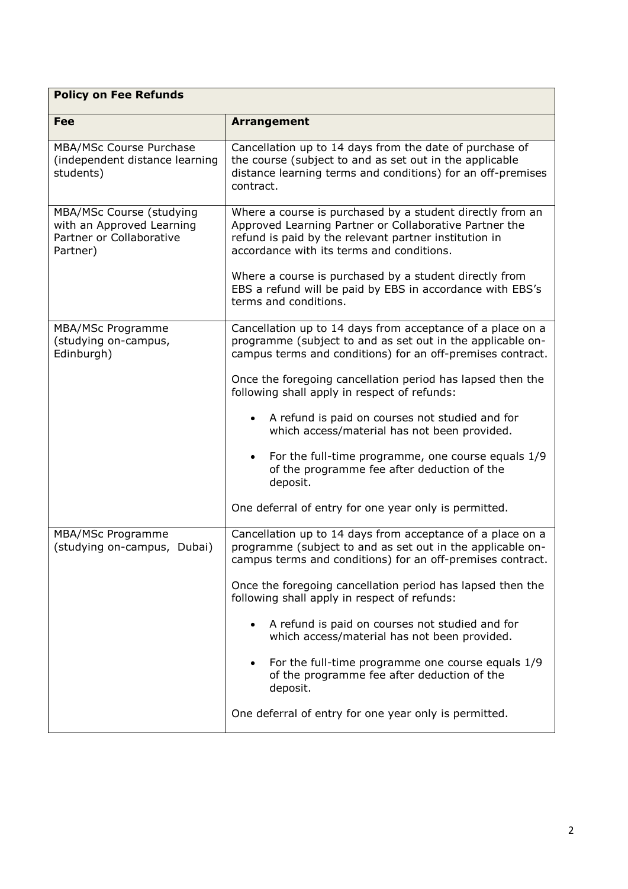| Policy on Fee Refunds | |
|---|---|
| **Fee** | **Arrangement** |
| MBA/MSc Course Purchase (independent distance learning students) | Cancellation up to 14 days from the date of purchase of the course (subject to and as set out in the applicable distance learning terms and conditions) for an off-premises contract. |
| MBA/MSc Course (studying with an Approved Learning Partner or Collaborative Partner) | Where a course is purchased by a student directly from an Approved Learning Partner or Collaborative Partner the refund is paid by the relevant partner institution in accordance with its terms and conditions.<br><br>Where a course is purchased by a student directly from EBS a refund will be paid by EBS in accordance with EBS's terms and conditions. |
| MBA/MSc Programme (studying on-campus, Edinburgh) | Cancellation up to 14 days from acceptance of a place on a programme (subject to and as set out in the applicable on-campus terms and conditions) for an off-premises contract.<br><br>Once the foregoing cancellation period has lapsed then the following shall apply in respect of refunds:<br><br>• A refund is paid on courses not studied and for which access/material has not been provided.<br><br>• For the full-time programme, one course equals 1/9 of the programme fee after deduction of the deposit.<br><br>One deferral of entry for one year only is permitted. |
| MBA/MSc Programme (studying on-campus, Dubai) | Cancellation up to 14 days from acceptance of a place on a programme (subject to and as set out in the applicable on-campus terms and conditions) for an off-premises contract.<br><br>Once the foregoing cancellation period has lapsed then the following shall apply in respect of refunds:<br><br>• A refund is paid on courses not studied and for which access/material has not been provided.<br><br>• For the full-time programme one course equals 1/9 of the programme fee after deduction of the deposit.<br><br>One deferral of entry for one year only is permitted. |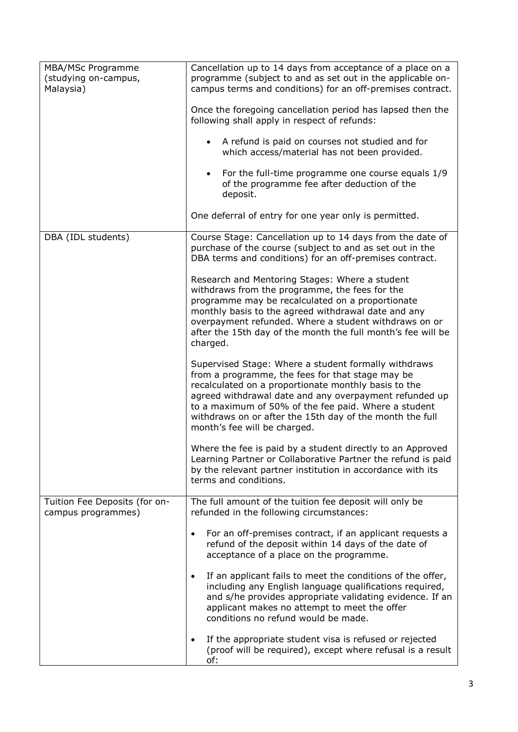| | |
|---|---|
| MBA/MSc Programme (studying on-campus, Malaysia) | Cancellation up to 14 days from acceptance of a place on a programme (subject to and as set out in the applicable on-campus terms and conditions) for an off-premises contract.<br><br>Once the foregoing cancellation period has lapsed then the following shall apply in respect of refunds:<br><br>• A refund is paid on courses not studied and for which access/material has not been provided.<br><br>• For the full-time programme one course equals 1/9 of the programme fee after deduction of the deposit.<br><br>One deferral of entry for one year only is permitted. |
| DBA (IDL students) | Course Stage: Cancellation up to 14 days from the date of purchase of the course (subject to and as set out in the DBA terms and conditions) for an off-premises contract.<br><br>Research and Mentoring Stages: Where a student withdraws from the programme, the fees for the programme may be recalculated on a proportionate monthly basis to the agreed withdrawal date and any overpayment refunded. Where a student withdraws on or after the 15th day of the month the full month's fee will be charged.<br><br>Supervised Stage: Where a student formally withdraws from a programme, the fees for that stage may be recalculated on a proportionate monthly basis to the agreed withdrawal date and any overpayment refunded up to a maximum of 50% of the fee paid. Where a student withdraws on or after the 15th day of the month the full month's fee will be charged.<br><br>Where the fee is paid by a student directly to an Approved Learning Partner or Collaborative Partner the refund is paid by the relevant partner institution in accordance with its terms and conditions. |
| Tuition Fee Deposits (for on-campus programmes) | The full amount of the tuition fee deposit will only be refunded in the following circumstances:<br><br>• For an off-premises contract, if an applicant requests a refund of the deposit within 14 days of the date of acceptance of a place on the programme.<br><br>• If an applicant fails to meet the conditions of the offer, including any English language qualifications required, and s/he provides appropriate validating evidence. If an applicant makes no attempt to meet the offer conditions no refund would be made.<br><br>• If the appropriate student visa is refused or rejected (proof will be required), except where refusal is a result of: |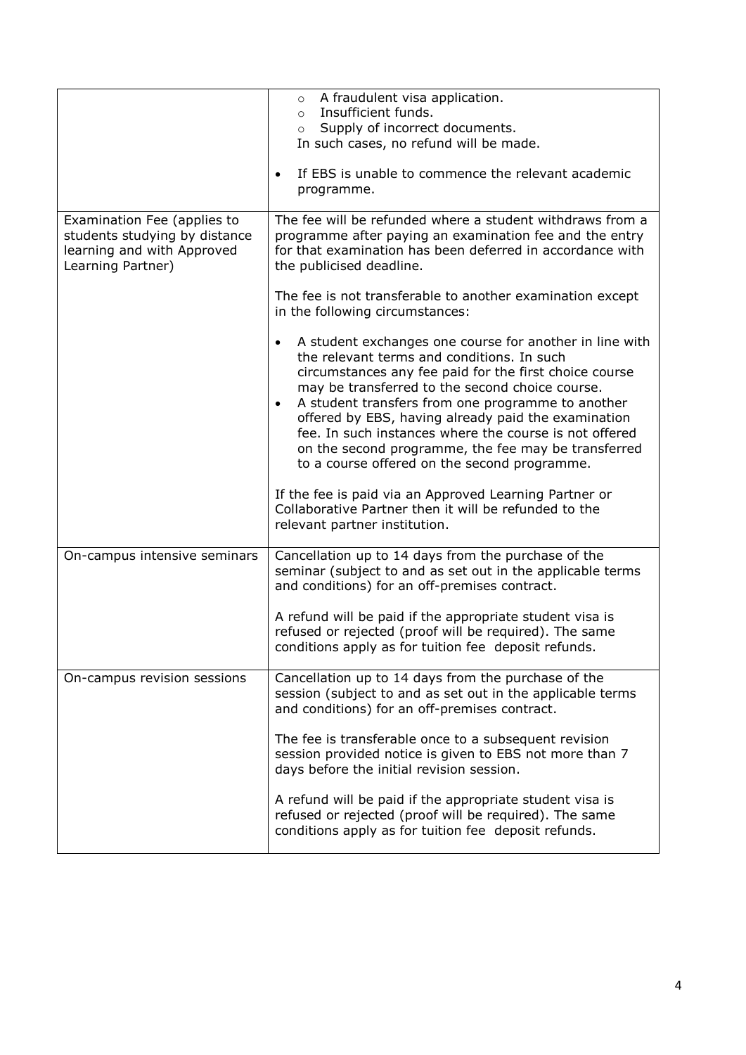| | |
|---|---|
| | ◦ A fraudulent visa application.<br>◦ Insufficient funds.<br>◦ Supply of incorrect documents.<br>In such cases, no refund will be made.<br><br>• If EBS is unable to commence the relevant academic programme. |
| Examination Fee (applies to students studying by distance learning and with Approved Learning Partner) | The fee will be refunded where a student withdraws from a programme after paying an examination fee and the entry for that examination has been deferred in accordance with the publicised deadline.<br><br>The fee is not transferable to another examination except in the following circumstances:<br><br>• A student exchanges one course for another in line with the relevant terms and conditions. In such circumstances any fee paid for the first choice course may be transferred to the second choice course.<br>• A student transfers from one programme to another offered by EBS, having already paid the examination fee. In such instances where the course is not offered on the second programme, the fee may be transferred to a course offered on the second programme.<br><br>If the fee is paid via an Approved Learning Partner or Collaborative Partner then it will be refunded to the relevant partner institution. |
| On-campus intensive seminars | Cancellation up to 14 days from the purchase of the seminar (subject to and as set out in the applicable terms and conditions) for an off-premises contract.<br><br>A refund will be paid if the appropriate student visa is refused or rejected (proof will be required). The same conditions apply as for tuition fee deposit refunds. |
| On-campus revision sessions | Cancellation up to 14 days from the purchase of the session (subject to and as set out in the applicable terms and conditions) for an off-premises contract.<br><br>The fee is transferable once to a subsequent revision session provided notice is given to EBS not more than 7 days before the initial revision session.<br><br>A refund will be paid if the appropriate student visa is refused or rejected (proof will be required). The same conditions apply as for tuition fee deposit refunds. |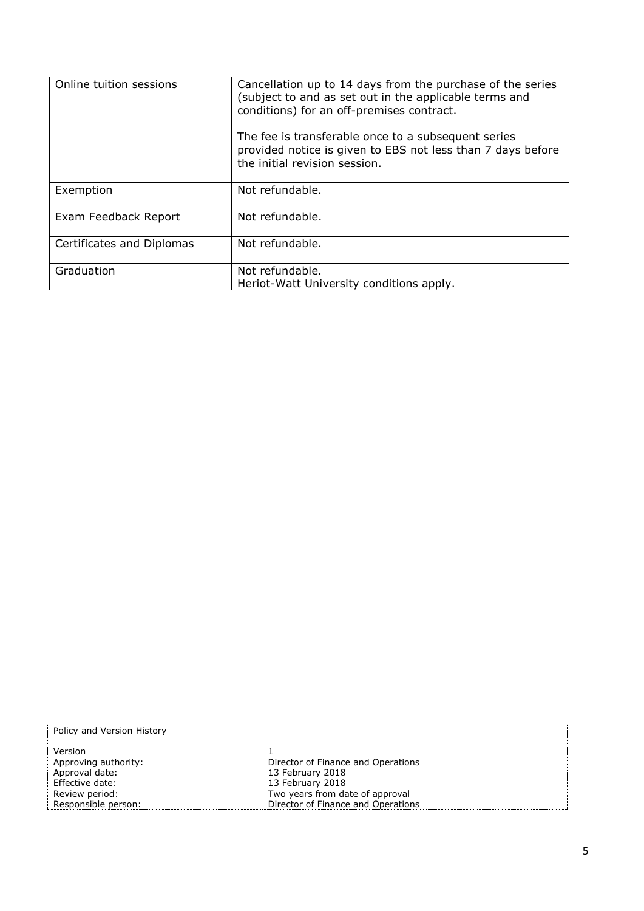| | |
|---|---|
| Online tuition sessions | Cancellation up to 14 days from the purchase of the series (subject to and as set out in the applicable terms and conditions) for an off-premises contract.<br><br>The fee is transferable once to a subsequent series provided notice is given to EBS not less than 7 days before the initial revision session. |
| Exemption | Not refundable. |
| Exam Feedback Report | Not refundable. |
| Certificates and Diplomas | Not refundable. |
| Graduation | Not refundable.<br>Heriot-Watt University conditions apply. |

| Policy and Version History | |
|---|---|
| Version | 1 |
| Approving authority: | Director of Finance and Operations |
| Approval date: | 13 February 2018 |
| Effective date: | 13 February 2018 |
| Review period: | Two years from date of approval |
| Responsible person: | Director of Finance and Operations |